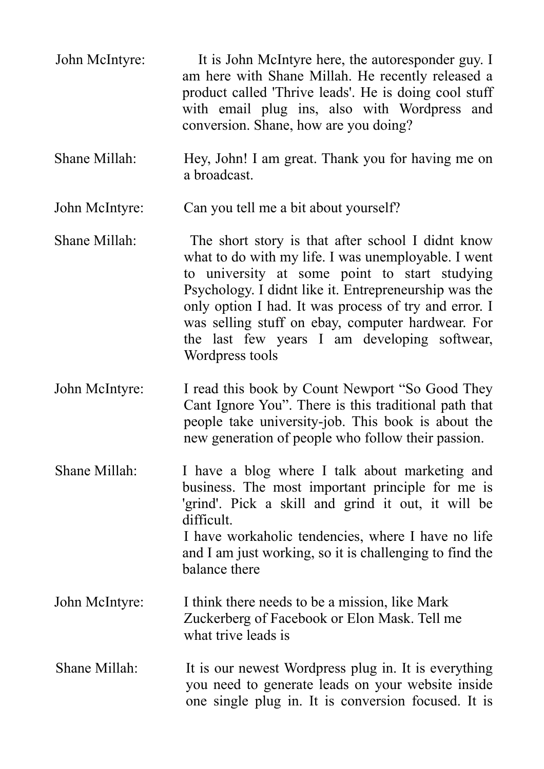John McIntyre: It is John McIntyre here, the autoresponder guy. I am here with Shane Millah. He recently released a product called 'Thrive leads'. He is doing cool stuff with email plug ins, also with Wordpress and conversion. Shane, how are you doing?

Shane Millah: Hey, John! I am great. Thank you for having me on a broadcast.

John McIntyre: Can you tell me a bit about yourself?

Shane Millah: The short story is that after school I didnt know what to do with my life. I was unemployable. I went to university at some point to start studying Psychology. I didnt like it. Entrepreneurship was the only option I had. It was process of try and error. I was selling stuff on ebay, computer hardwear. For the last few years I am developing softwear, Wordpress tools

John McIntyre: I read this book by Count Newport “So Good They Cant Ignore You”. There is this traditional path that people take university-job. This book is about the new generation of people who follow their passion.

Shane Millah: I have a blog where I talk about marketing and business. The most important principle for me is 'grind'. Pick a skill and grind it out, it will be difficult.
I have workaholic tendencies, where I have no life and I am just working, so it is challenging to find the balance there

John McIntyre: I think there needs to be a mission, like Mark Zuckerberg of Facebook or Elon Mask. Tell me what trive leads is

Shane Millah: It is our newest Wordpress plug in. It is everything you need to generate leads on your website inside one single plug in. It is conversion focused. It is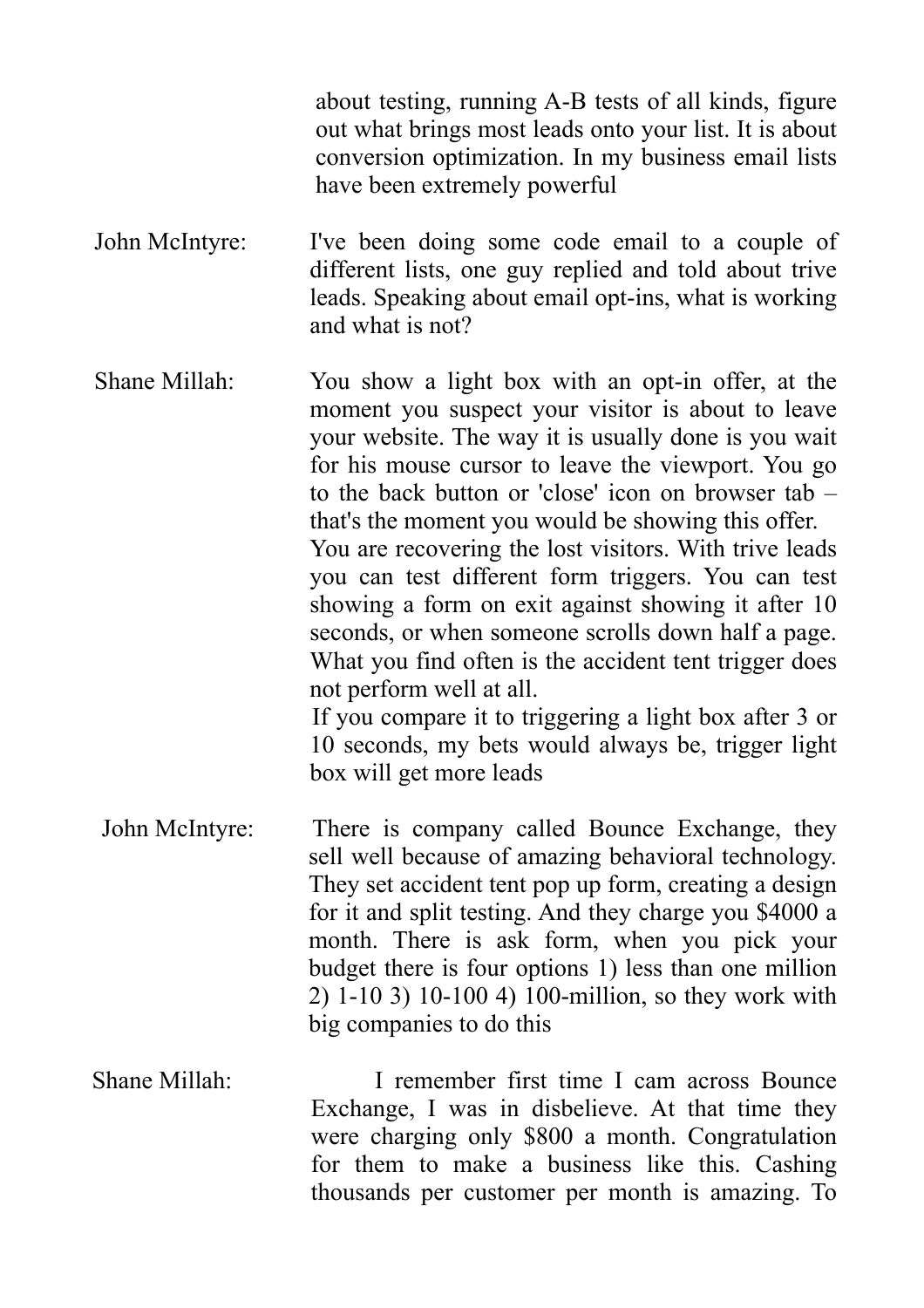about testing, running A-B tests of all kinds, figure out what brings most leads onto your list. It is about conversion optimization. In my business email lists have been extremely powerful

John McIntyre: I've been doing some code email to a couple of different lists, one guy replied and told about trive leads. Speaking about email opt-ins, what is working and what is not?

Shane Millah: You show a light box with an opt-in offer, at the moment you suspect your visitor is about to leave your website. The way it is usually done is you wait for his mouse cursor to leave the viewport. You go to the back button or 'close' icon on browser tab – that's the moment you would be showing this offer.
You are recovering the lost visitors. With trive leads you can test different form triggers. You can test showing a form on exit against showing it after 10 seconds, or when someone scrolls down half a page. What you find often is the accident tent trigger does not perform well at all.
If you compare it to triggering a light box after 3 or 10 seconds, my bets would always be, trigger light box will get more leads

John McIntyre: There is company called Bounce Exchange, they sell well because of amazing behavioral technology. They set accident tent pop up form, creating a design for it and split testing. And they charge you $4000 a month. There is ask form, when you pick your budget there is four options 1) less than one million 2) 1-10 3) 10-100 4) 100-million, so they work with big companies to do this

Shane Millah: I remember first time I cam across Bounce Exchange, I was in disbelieve. At that time they were charging only $800 a month. Congratulation for them to make a business like this. Cashing thousands per customer per month is amazing. To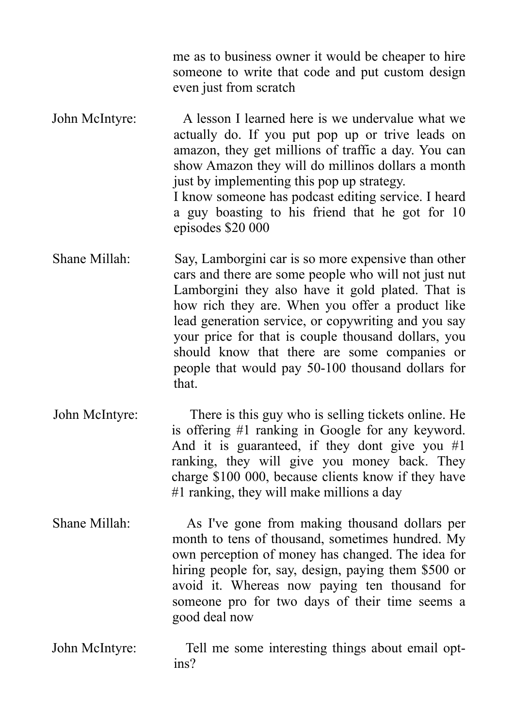me as to business owner it would be cheaper to hire someone to write that code and put custom design even just from scratch

John McIntyre: A lesson I learned here is we undervalue what we actually do. If you put pop up or trive leads on amazon, they get millions of traffic a day. You can show Amazon they will do millinos dollars a month just by implementing this pop up strategy.
I know someone has podcast editing service. I heard a guy boasting to his friend that he got for 10 episodes $20 000

Shane Millah: Say, Lamborgini car is so more expensive than other cars and there are some people who will not just nut Lamborgini they also have it gold plated. That is how rich they are. When you offer a product like lead generation service, or copywriting and you say your price for that is couple thousand dollars, you should know that there are some companies or people that would pay 50-100 thousand dollars for that.

John McIntyre: There is this guy who is selling tickets online. He is offering #1 ranking in Google for any keyword. And it is guaranteed, if they dont give you #1 ranking, they will give you money back. They charge $100 000, because clients know if they have #1 ranking, they will make millions a day

Shane Millah: As I've gone from making thousand dollars per month to tens of thousand, sometimes hundred. My own perception of money has changed. The idea for hiring people for, say, design, paying them $500 or avoid it. Whereas now paying ten thousand for someone pro for two days of their time seems a good deal now

John McIntyre: Tell me some interesting things about email opt-ins?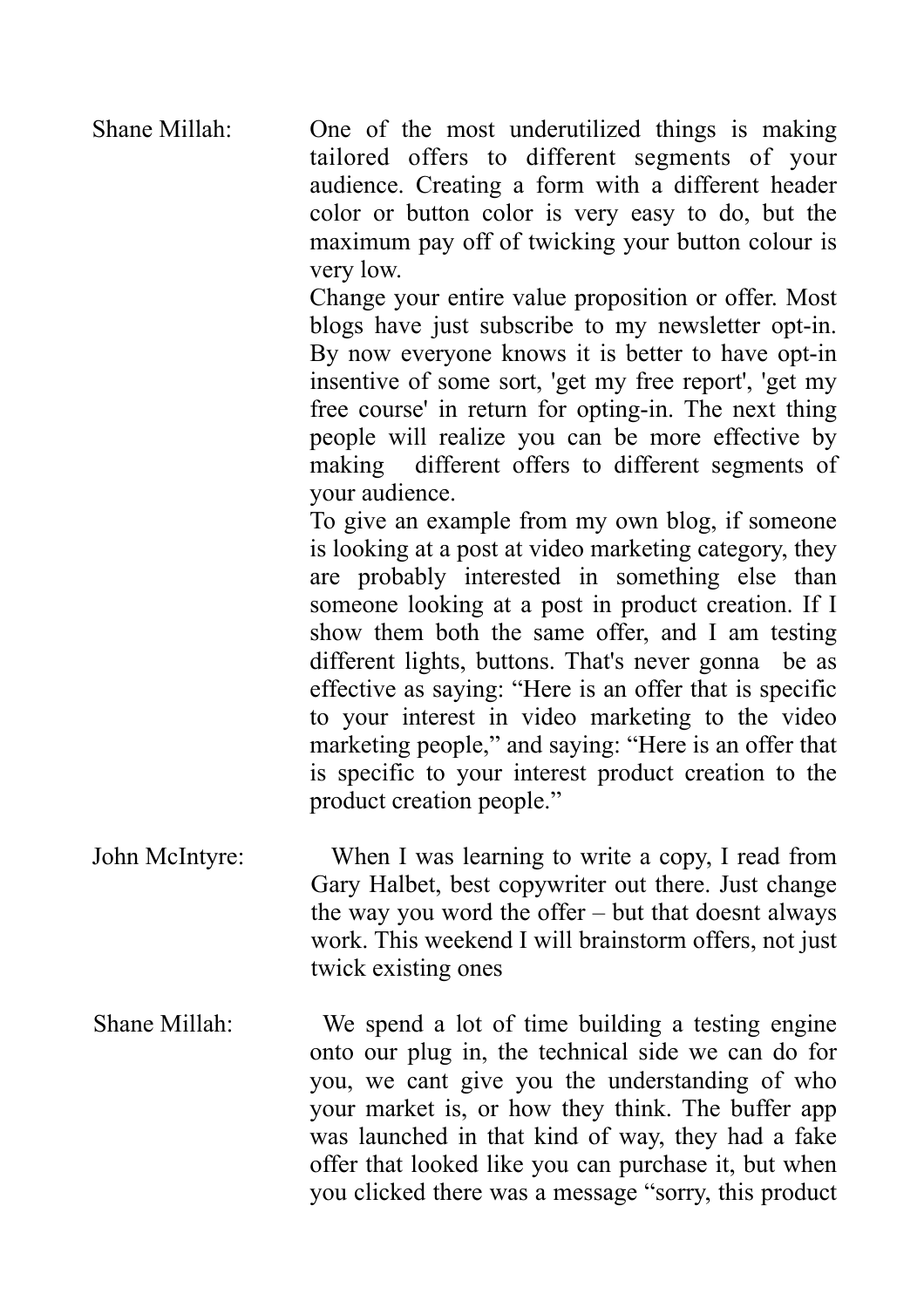**Shane Millah:** One of the most underutilized things is making tailored offers to different segments of your audience. Creating a form with a different header color or button color is very easy to do, but the maximum pay off of twicking your button colour is very low.

Change your entire value proposition or offer. Most blogs have just subscribe to my newsletter opt-in. By now everyone knows it is better to have opt-in insentive of some sort, 'get my free report', 'get my free course' in return for opting-in. The next thing people will realize you can be more effective by making different offers to different segments of your audience.

To give an example from my own blog, if someone is looking at a post at video marketing category, they are probably interested in something else than someone looking at a post in product creation. If I show them both the same offer, and I am testing different lights, buttons. That's never gonna be as effective as saying: "Here is an offer that is specific to your interest in video marketing to the video marketing people," and saying: "Here is an offer that is specific to your interest product creation to the product creation people."

**John McIntyre:** When I was learning to write a copy, I read from Gary Halbet, best copywriter out there. Just change the way you word the offer – but that doesnt always work. This weekend I will brainstorm offers, not just twick existing ones

**Shane Millah:** We spend a lot of time building a testing engine onto our plug in, the technical side we can do for you, we cant give you the understanding of who your market is, or how they think. The buffer app was launched in that kind of way, they had a fake offer that looked like you can purchase it, but when you clicked there was a message "sorry, this product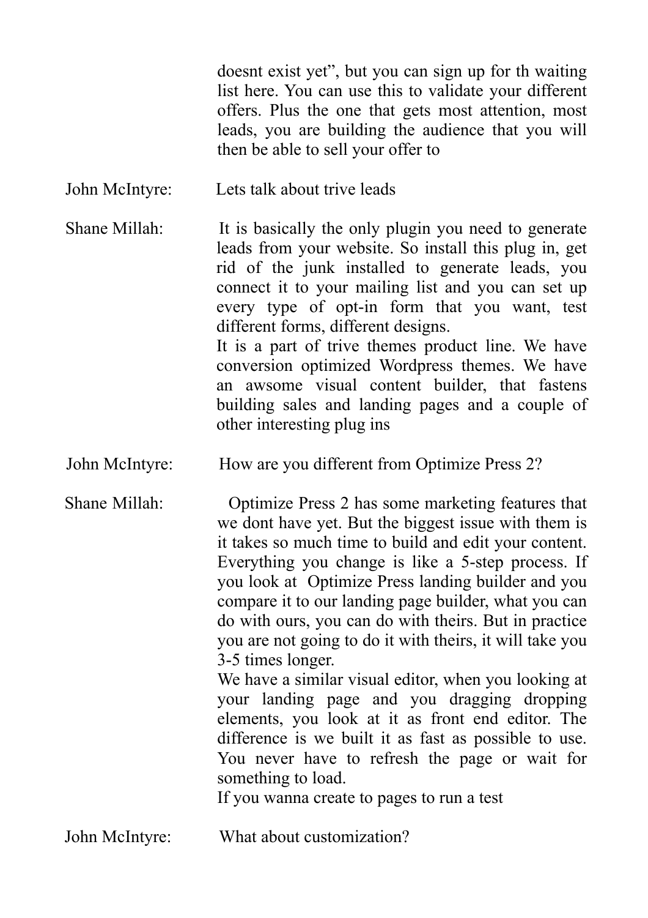doesnt exist yet", but you can sign up for th waiting list here. You can use this to validate your different offers. Plus the one that gets most attention, most leads, you are building the audience that you will then be able to sell your offer to

John McIntyre: Lets talk about trive leads

Shane Millah: It is basically the only plugin you need to generate leads from your website. So install this plug in, get rid of the junk installed to generate leads, you connect it to your mailing list and you can set up every type of opt-in form that you want, test different forms, different designs.
It is a part of trive themes product line. We have conversion optimized Wordpress themes. We have an awsome visual content builder, that fastens building sales and landing pages and a couple of other interesting plug ins

John McIntyre: How are you different from Optimize Press 2?

Shane Millah: Optimize Press 2 has some marketing features that we dont have yet. But the biggest issue with them is it takes so much time to build and edit your content. Everything you change is like a 5-step process. If you look at Optimize Press landing builder and you compare it to our landing page builder, what you can do with ours, you can do with theirs. But in practice you are not going to do it with theirs, it will take you 3-5 times longer.
We have a similar visual editor, when you looking at your landing page and you dragging dropping elements, you look at it as front end editor. The difference is we built it as fast as possible to use. You never have to refresh the page or wait for something to load.
If you wanna create to pages to run a test

John McIntyre: What about customization?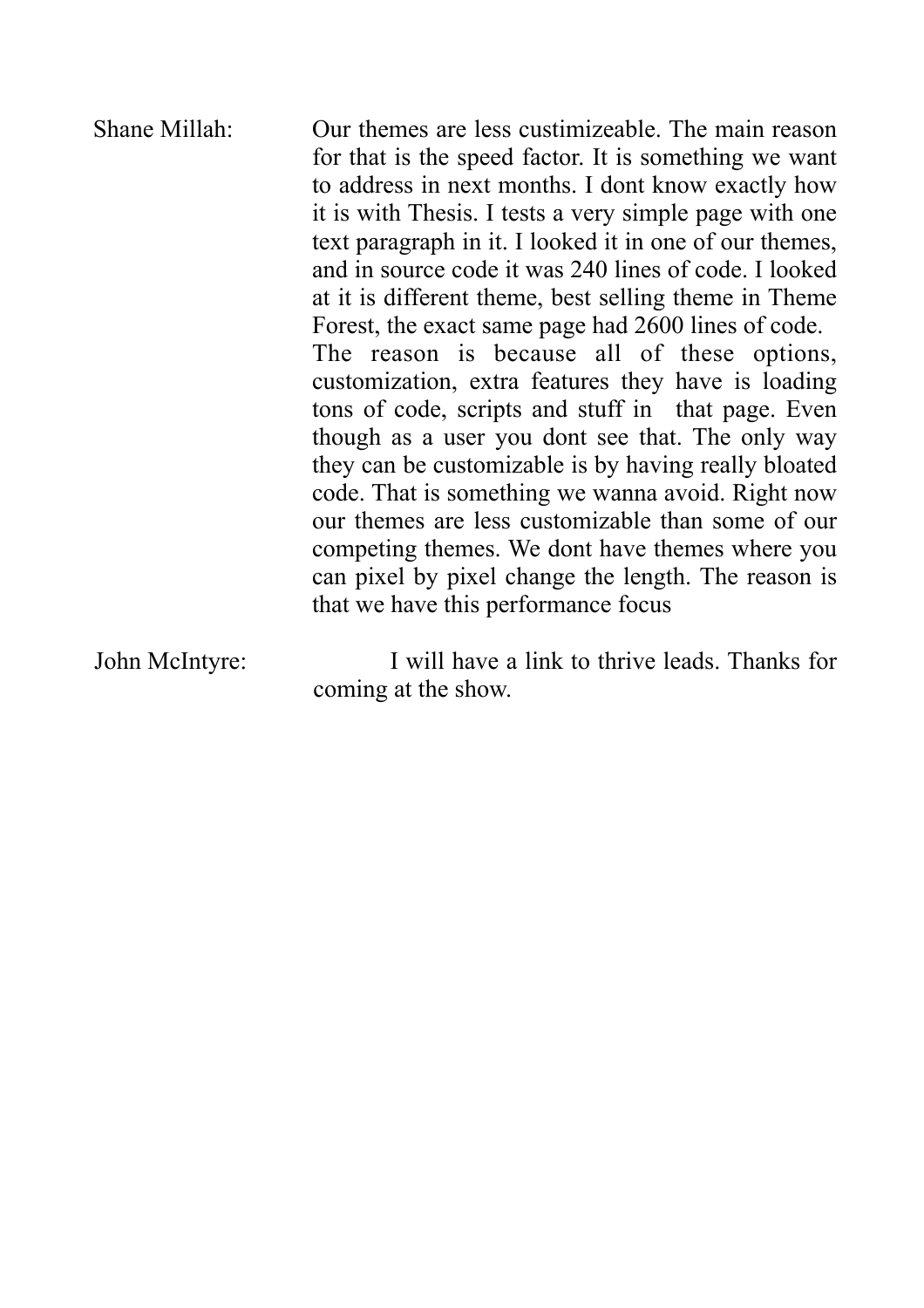Shane Millah: Our themes are less custimizeable. The main reason for that is the speed factor. It is something we want to address in next months. I dont know exactly how it is with Thesis. I tests a very simple page with one text paragraph in it. I looked it in one of our themes, and in source code it was 240 lines of code. I looked at it is different theme, best selling theme in Theme Forest, the exact same page had 2600 lines of code. The reason is because all of these options, customization, extra features they have is loading tons of code, scripts and stuff in that page. Even though as a user you dont see that. The only way they can be customizable is by having really bloated code. That is something we wanna avoid. Right now our themes are less customizable than some of our competing themes. We dont have themes where you can pixel by pixel change the length. The reason is that we have this performance focus

John McIntyre: I will have a link to thrive leads. Thanks for coming at the show.